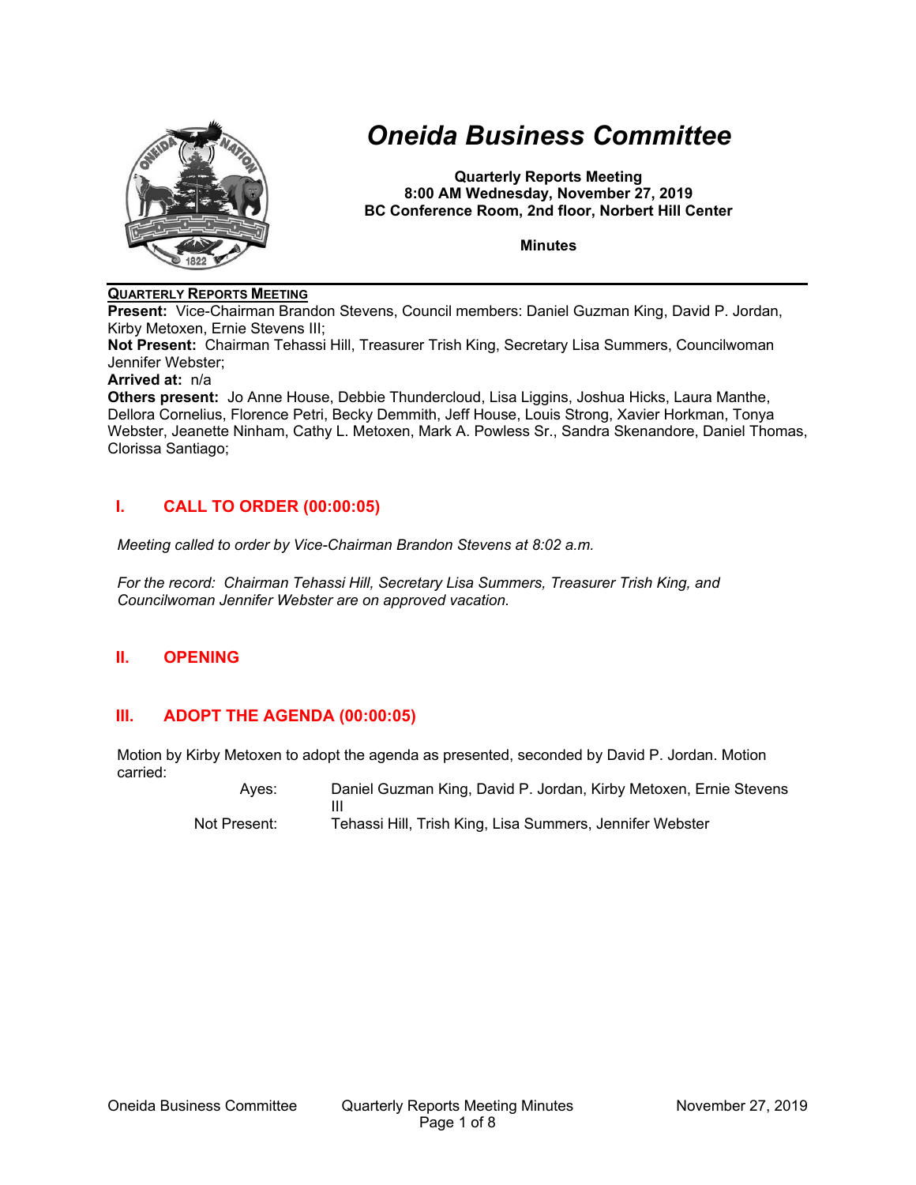# Oneida Business Committee

**Quarterly Reports Meeting**
**8:00 AM Wednesday, November 27, 2019**
**BC Conference Room, 2nd floor, Norbert Hill Center**

**Minutes**

**QUARTERLY REPORTS MEETING**

**Present:** Vice-Chairman Brandon Stevens, Council members: Daniel Guzman King, David P. Jordan, Kirby Metoxen, Ernie Stevens III;

**Not Present:** Chairman Tehassi Hill, Treasurer Trish King, Secretary Lisa Summers, Councilwoman Jennifer Webster;

**Arrived at:** n/a

**Others present:** Jo Anne House, Debbie Thundercloud, Lisa Liggins, Joshua Hicks, Laura Manthe, Dellora Cornelius, Florence Petri, Becky Demmith, Jeff House, Louis Strong, Xavier Horkman, Tonya Webster, Jeanette Ninham, Cathy L. Metoxen, Mark A. Powless Sr., Sandra Skenandore, Daniel Thomas, Clorissa Santiago;

## I. CALL TO ORDER (00:00:05)

*Meeting called to order by Vice-Chairman Brandon Stevens at 8:02 a.m.*

*For the record: Chairman Tehassi Hill, Secretary Lisa Summers, Treasurer Trish King, and Councilwoman Jennifer Webster are on approved vacation.*

## II. OPENING

## III. ADOPT THE AGENDA (00:00:05)

Motion by Kirby Metoxen to adopt the agenda as presented, seconded by David P. Jordan. Motion carried:

| | |
|---|---|
| Ayes: | Daniel Guzman King, David P. Jordan, Kirby Metoxen, Ernie Stevens III |
| Not Present: | Tehassi Hill, Trish King, Lisa Summers, Jennifer Webster |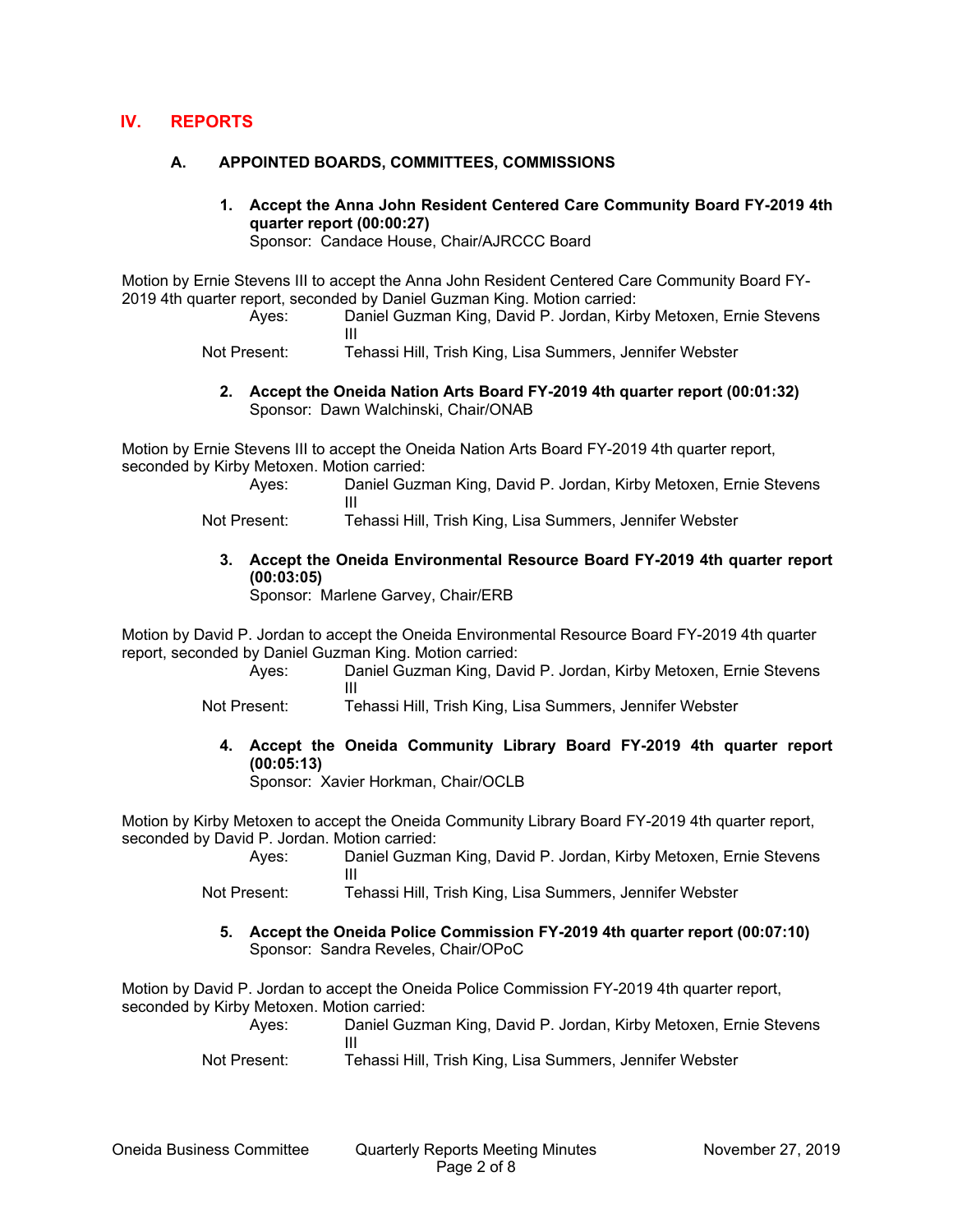## IV. REPORTS

### A. APPOINTED BOARDS, COMMITTEES, COMMISSIONS

**1. Accept the Anna John Resident Centered Care Community Board FY-2019 4th quarter report (00:00:27)**
Sponsor: Candace House, Chair/AJRCCC Board

Motion by Ernie Stevens III to accept the Anna John Resident Centered Care Community Board FY-2019 4th quarter report, seconded by Daniel Guzman King. Motion carried:

Ayes: Daniel Guzman King, David P. Jordan, Kirby Metoxen, Ernie Stevens III
Not Present: Tehassi Hill, Trish King, Lisa Summers, Jennifer Webster

**2. Accept the Oneida Nation Arts Board FY-2019 4th quarter report (00:01:32)**
Sponsor: Dawn Walchinski, Chair/ONAB

Motion by Ernie Stevens III to accept the Oneida Nation Arts Board FY-2019 4th quarter report, seconded by Kirby Metoxen. Motion carried:

Ayes: Daniel Guzman King, David P. Jordan, Kirby Metoxen, Ernie Stevens III
Not Present: Tehassi Hill, Trish King, Lisa Summers, Jennifer Webster

**3. Accept the Oneida Environmental Resource Board FY-2019 4th quarter report (00:03:05)**
Sponsor: Marlene Garvey, Chair/ERB

Motion by David P. Jordan to accept the Oneida Environmental Resource Board FY-2019 4th quarter report, seconded by Daniel Guzman King. Motion carried:

Ayes: Daniel Guzman King, David P. Jordan, Kirby Metoxen, Ernie Stevens III
Not Present: Tehassi Hill, Trish King, Lisa Summers, Jennifer Webster

**4. Accept the Oneida Community Library Board FY-2019 4th quarter report (00:05:13)**
Sponsor: Xavier Horkman, Chair/OCLB

Motion by Kirby Metoxen to accept the Oneida Community Library Board FY-2019 4th quarter report, seconded by David P. Jordan. Motion carried:

Ayes: Daniel Guzman King, David P. Jordan, Kirby Metoxen, Ernie Stevens III
Not Present: Tehassi Hill, Trish King, Lisa Summers, Jennifer Webster

**5. Accept the Oneida Police Commission FY-2019 4th quarter report (00:07:10)**
Sponsor: Sandra Reveles, Chair/OPoC

Motion by David P. Jordan to accept the Oneida Police Commission FY-2019 4th quarter report, seconded by Kirby Metoxen. Motion carried:

Ayes: Daniel Guzman King, David P. Jordan, Kirby Metoxen, Ernie Stevens III
Not Present: Tehassi Hill, Trish King, Lisa Summers, Jennifer Webster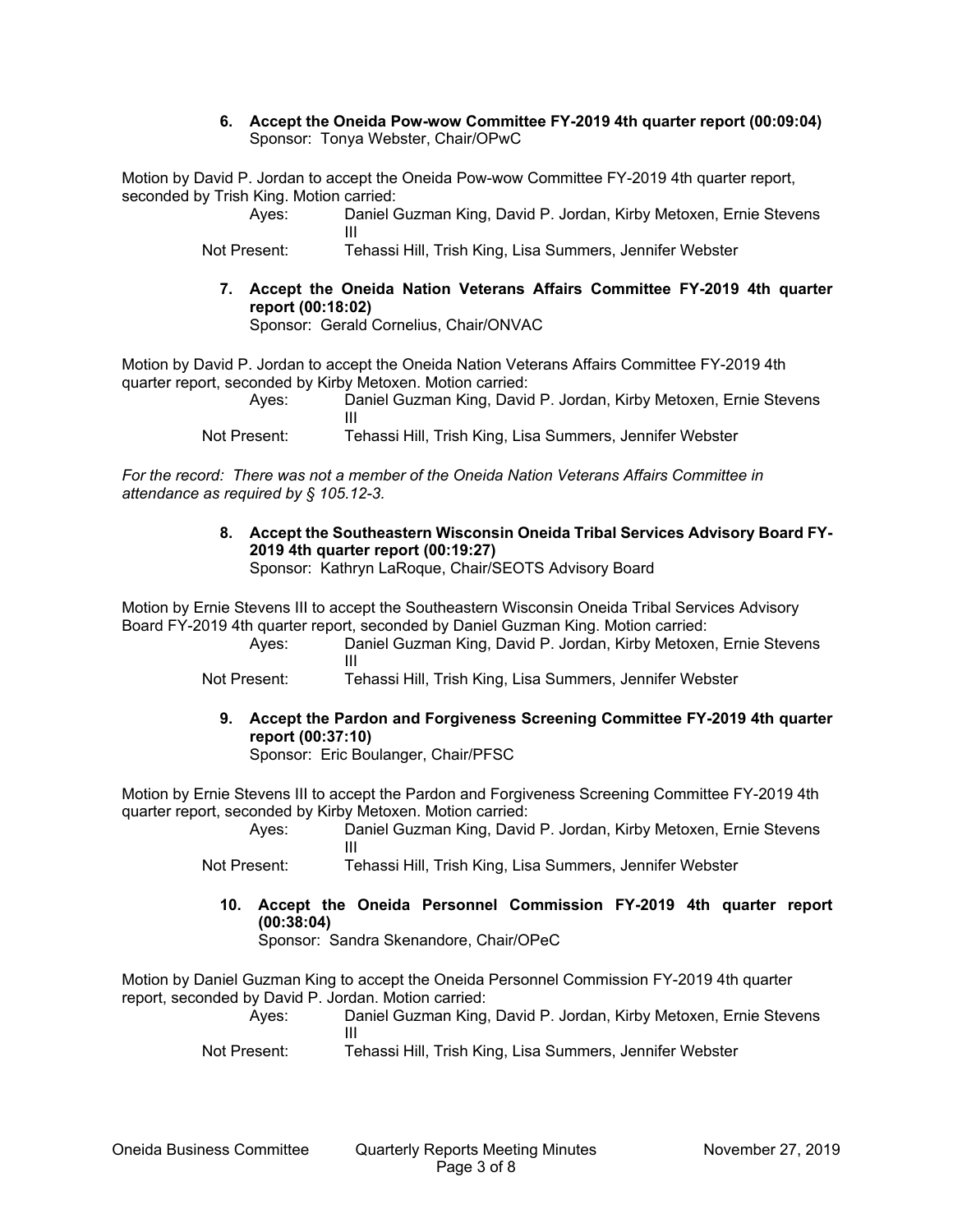**6. Accept the Oneida Pow-wow Committee FY-2019 4th quarter report (00:09:04)**
Sponsor: Tonya Webster, Chair/OPwC

Motion by David P. Jordan to accept the Oneida Pow-wow Committee FY-2019 4th quarter report, seconded by Trish King. Motion carried:

Ayes: Daniel Guzman King, David P. Jordan, Kirby Metoxen, Ernie Stevens III
Not Present: Tehassi Hill, Trish King, Lisa Summers, Jennifer Webster

**7. Accept the Oneida Nation Veterans Affairs Committee FY-2019 4th quarter report (00:18:02)**
Sponsor: Gerald Cornelius, Chair/ONVAC

Motion by David P. Jordan to accept the Oneida Nation Veterans Affairs Committee FY-2019 4th quarter report, seconded by Kirby Metoxen. Motion carried:

Ayes: Daniel Guzman King, David P. Jordan, Kirby Metoxen, Ernie Stevens III
Not Present: Tehassi Hill, Trish King, Lisa Summers, Jennifer Webster

*For the record: There was not a member of the Oneida Nation Veterans Affairs Committee in attendance as required by § 105.12-3.*

**8. Accept the Southeastern Wisconsin Oneida Tribal Services Advisory Board FY-2019 4th quarter report (00:19:27)**
Sponsor: Kathryn LaRoque, Chair/SEOTS Advisory Board

Motion by Ernie Stevens III to accept the Southeastern Wisconsin Oneida Tribal Services Advisory Board FY-2019 4th quarter report, seconded by Daniel Guzman King. Motion carried:

Ayes: Daniel Guzman King, David P. Jordan, Kirby Metoxen, Ernie Stevens III
Not Present: Tehassi Hill, Trish King, Lisa Summers, Jennifer Webster

**9. Accept the Pardon and Forgiveness Screening Committee FY-2019 4th quarter report (00:37:10)**
Sponsor: Eric Boulanger, Chair/PFSC

Motion by Ernie Stevens III to accept the Pardon and Forgiveness Screening Committee FY-2019 4th quarter report, seconded by Kirby Metoxen. Motion carried:

Ayes: Daniel Guzman King, David P. Jordan, Kirby Metoxen, Ernie Stevens III
Not Present: Tehassi Hill, Trish King, Lisa Summers, Jennifer Webster

**10. Accept the Oneida Personnel Commission FY-2019 4th quarter report (00:38:04)**
Sponsor: Sandra Skenandore, Chair/OPeC

Motion by Daniel Guzman King to accept the Oneida Personnel Commission FY-2019 4th quarter report, seconded by David P. Jordan. Motion carried:

Ayes: Daniel Guzman King, David P. Jordan, Kirby Metoxen, Ernie Stevens III
Not Present: Tehassi Hill, Trish King, Lisa Summers, Jennifer Webster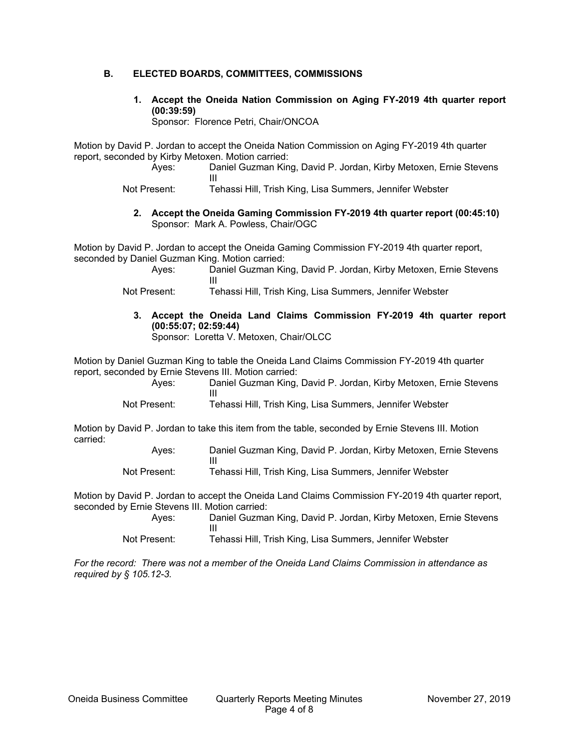## B. ELECTED BOARDS, COMMITTEES, COMMISSIONS

**1. Accept the Oneida Nation Commission on Aging FY-2019 4th quarter report (00:39:59)**
Sponsor: Florence Petri, Chair/ONCOA

Motion by David P. Jordan to accept the Oneida Nation Commission on Aging FY-2019 4th quarter report, seconded by Kirby Metoxen. Motion carried:

Ayes: Daniel Guzman King, David P. Jordan, Kirby Metoxen, Ernie Stevens III
Not Present: Tehassi Hill, Trish King, Lisa Summers, Jennifer Webster

**2. Accept the Oneida Gaming Commission FY-2019 4th quarter report (00:45:10)**
Sponsor: Mark A. Powless, Chair/OGC

Motion by David P. Jordan to accept the Oneida Gaming Commission FY-2019 4th quarter report, seconded by Daniel Guzman King. Motion carried:

Ayes: Daniel Guzman King, David P. Jordan, Kirby Metoxen, Ernie Stevens III
Not Present: Tehassi Hill, Trish King, Lisa Summers, Jennifer Webster

**3. Accept the Oneida Land Claims Commission FY-2019 4th quarter report (00:55:07; 02:59:44)**
Sponsor: Loretta V. Metoxen, Chair/OLCC

Motion by Daniel Guzman King to table the Oneida Land Claims Commission FY-2019 4th quarter report, seconded by Ernie Stevens III. Motion carried:

Ayes: Daniel Guzman King, David P. Jordan, Kirby Metoxen, Ernie Stevens III
Not Present: Tehassi Hill, Trish King, Lisa Summers, Jennifer Webster

Motion by David P. Jordan to take this item from the table, seconded by Ernie Stevens III. Motion carried:

Ayes: Daniel Guzman King, David P. Jordan, Kirby Metoxen, Ernie Stevens III
Not Present: Tehassi Hill, Trish King, Lisa Summers, Jennifer Webster

Motion by David P. Jordan to accept the Oneida Land Claims Commission FY-2019 4th quarter report, seconded by Ernie Stevens III. Motion carried:

Ayes: Daniel Guzman King, David P. Jordan, Kirby Metoxen, Ernie Stevens III
Not Present: Tehassi Hill, Trish King, Lisa Summers, Jennifer Webster

*For the record: There was not a member of the Oneida Land Claims Commission in attendance as required by § 105.12-3.*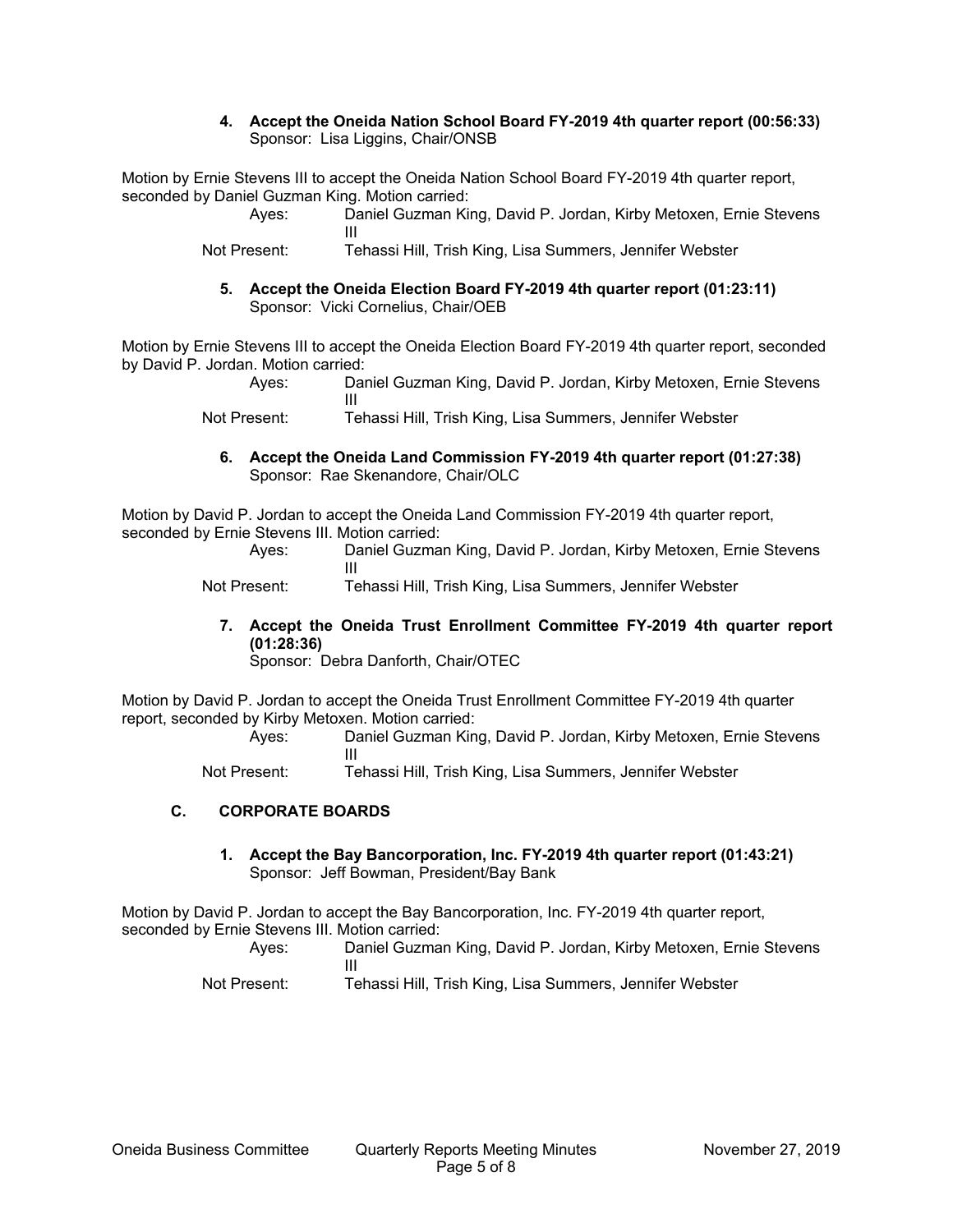**4. Accept the Oneida Nation School Board FY-2019 4th quarter report (00:56:33)**
Sponsor: Lisa Liggins, Chair/ONSB

Motion by Ernie Stevens III to accept the Oneida Nation School Board FY-2019 4th quarter report, seconded by Daniel Guzman King. Motion carried:

Ayes: Daniel Guzman King, David P. Jordan, Kirby Metoxen, Ernie Stevens III
Not Present: Tehassi Hill, Trish King, Lisa Summers, Jennifer Webster

**5. Accept the Oneida Election Board FY-2019 4th quarter report (01:23:11)**
Sponsor: Vicki Cornelius, Chair/OEB

Motion by Ernie Stevens III to accept the Oneida Election Board FY-2019 4th quarter report, seconded by David P. Jordan. Motion carried:

Ayes: Daniel Guzman King, David P. Jordan, Kirby Metoxen, Ernie Stevens III
Not Present: Tehassi Hill, Trish King, Lisa Summers, Jennifer Webster

**6. Accept the Oneida Land Commission FY-2019 4th quarter report (01:27:38)**
Sponsor: Rae Skenandore, Chair/OLC

Motion by David P. Jordan to accept the Oneida Land Commission FY-2019 4th quarter report, seconded by Ernie Stevens III. Motion carried:

Ayes: Daniel Guzman King, David P. Jordan, Kirby Metoxen, Ernie Stevens III
Not Present: Tehassi Hill, Trish King, Lisa Summers, Jennifer Webster

**7. Accept the Oneida Trust Enrollment Committee FY-2019 4th quarter report (01:28:36)**
Sponsor: Debra Danforth, Chair/OTEC

Motion by David P. Jordan to accept the Oneida Trust Enrollment Committee FY-2019 4th quarter report, seconded by Kirby Metoxen. Motion carried:

Ayes: Daniel Guzman King, David P. Jordan, Kirby Metoxen, Ernie Stevens III
Not Present: Tehassi Hill, Trish King, Lisa Summers, Jennifer Webster

## C. CORPORATE BOARDS

**1. Accept the Bay Bancorporation, Inc. FY-2019 4th quarter report (01:43:21)**
Sponsor: Jeff Bowman, President/Bay Bank

Motion by David P. Jordan to accept the Bay Bancorporation, Inc. FY-2019 4th quarter report, seconded by Ernie Stevens III. Motion carried:

Ayes: Daniel Guzman King, David P. Jordan, Kirby Metoxen, Ernie Stevens III
Not Present: Tehassi Hill, Trish King, Lisa Summers, Jennifer Webster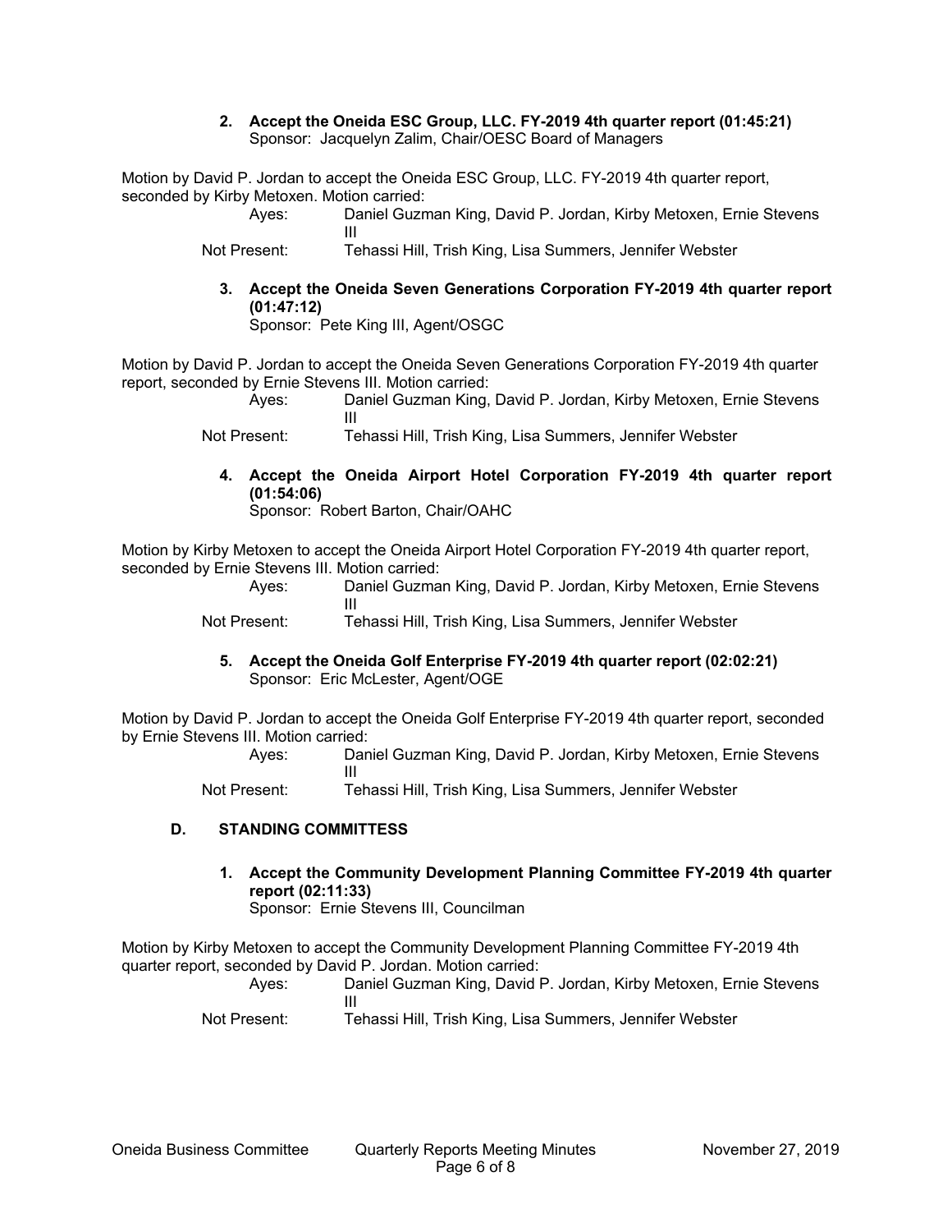**2. Accept the Oneida ESC Group, LLC. FY-2019 4th quarter report (01:45:21)**
Sponsor: Jacquelyn Zalim, Chair/OESC Board of Managers

Motion by David P. Jordan to accept the Oneida ESC Group, LLC. FY-2019 4th quarter report, seconded by Kirby Metoxen. Motion carried:

Ayes: Daniel Guzman King, David P. Jordan, Kirby Metoxen, Ernie Stevens III
Not Present: Tehassi Hill, Trish King, Lisa Summers, Jennifer Webster

**3. Accept the Oneida Seven Generations Corporation FY-2019 4th quarter report (01:47:12)**
Sponsor: Pete King III, Agent/OSGC

Motion by David P. Jordan to accept the Oneida Seven Generations Corporation FY-2019 4th quarter report, seconded by Ernie Stevens III. Motion carried:

Ayes: Daniel Guzman King, David P. Jordan, Kirby Metoxen, Ernie Stevens III
Not Present: Tehassi Hill, Trish King, Lisa Summers, Jennifer Webster

**4. Accept the Oneida Airport Hotel Corporation FY-2019 4th quarter report (01:54:06)**
Sponsor: Robert Barton, Chair/OAHC

Motion by Kirby Metoxen to accept the Oneida Airport Hotel Corporation FY-2019 4th quarter report, seconded by Ernie Stevens III. Motion carried:

Ayes: Daniel Guzman King, David P. Jordan, Kirby Metoxen, Ernie Stevens III
Not Present: Tehassi Hill, Trish King, Lisa Summers, Jennifer Webster

**5. Accept the Oneida Golf Enterprise FY-2019 4th quarter report (02:02:21)**
Sponsor: Eric McLester, Agent/OGE

Motion by David P. Jordan to accept the Oneida Golf Enterprise FY-2019 4th quarter report, seconded by Ernie Stevens III. Motion carried:

Ayes: Daniel Guzman King, David P. Jordan, Kirby Metoxen, Ernie Stevens III
Not Present: Tehassi Hill, Trish King, Lisa Summers, Jennifer Webster

## D. STANDING COMMITTESS

**1. Accept the Community Development Planning Committee FY-2019 4th quarter report (02:11:33)**
Sponsor: Ernie Stevens III, Councilman

Motion by Kirby Metoxen to accept the Community Development Planning Committee FY-2019 4th quarter report, seconded by David P. Jordan. Motion carried:

Ayes: Daniel Guzman King, David P. Jordan, Kirby Metoxen, Ernie Stevens III
Not Present: Tehassi Hill, Trish King, Lisa Summers, Jennifer Webster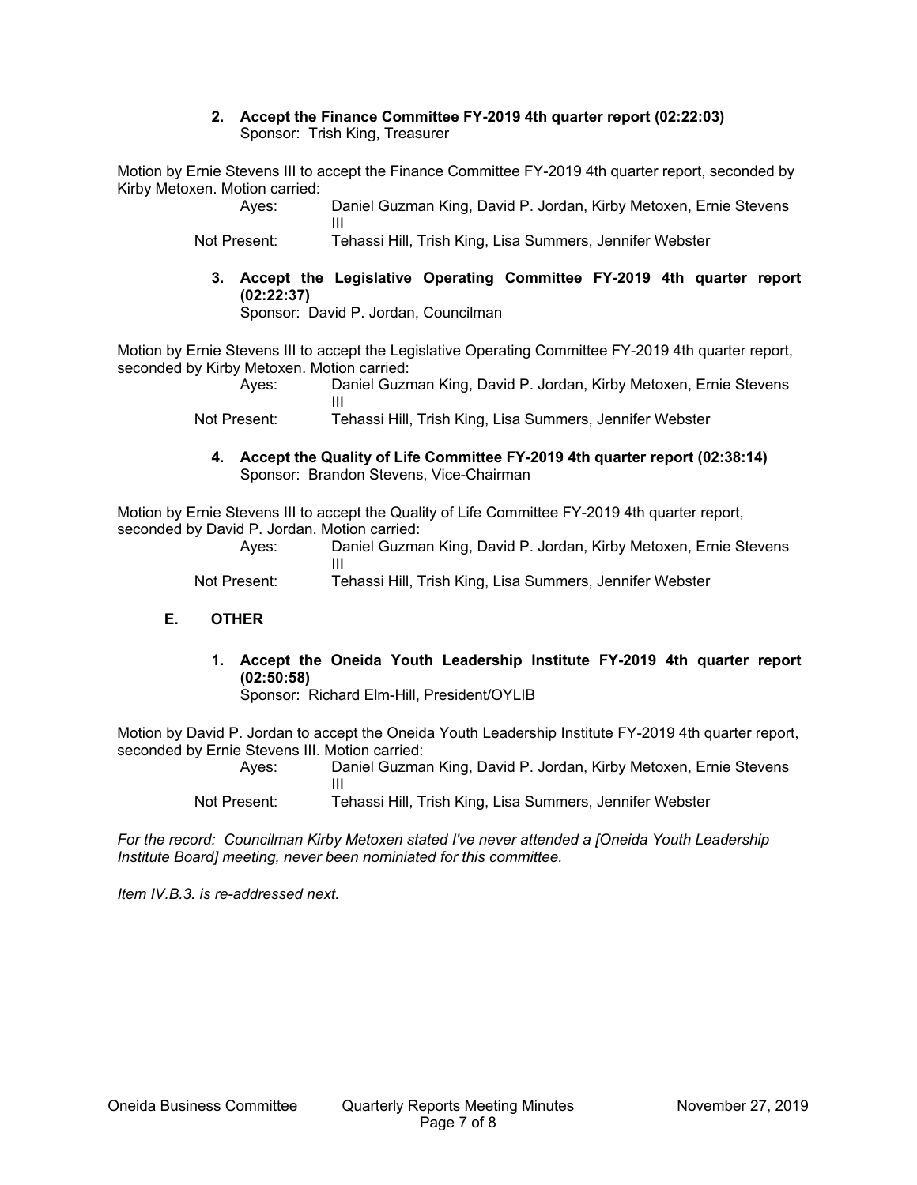**2. Accept the Finance Committee FY-2019 4th quarter report (02:22:03)**
Sponsor: Trish King, Treasurer

Motion by Ernie Stevens III to accept the Finance Committee FY-2019 4th quarter report, seconded by Kirby Metoxen. Motion carried:

Ayes: Daniel Guzman King, David P. Jordan, Kirby Metoxen, Ernie Stevens III
Not Present: Tehassi Hill, Trish King, Lisa Summers, Jennifer Webster

**3. Accept the Legislative Operating Committee FY-2019 4th quarter report (02:22:37)**
Sponsor: David P. Jordan, Councilman

Motion by Ernie Stevens III to accept the Legislative Operating Committee FY-2019 4th quarter report, seconded by Kirby Metoxen. Motion carried:

Ayes: Daniel Guzman King, David P. Jordan, Kirby Metoxen, Ernie Stevens III
Not Present: Tehassi Hill, Trish King, Lisa Summers, Jennifer Webster

**4. Accept the Quality of Life Committee FY-2019 4th quarter report (02:38:14)**
Sponsor: Brandon Stevens, Vice-Chairman

Motion by Ernie Stevens III to accept the Quality of Life Committee FY-2019 4th quarter report, seconded by David P. Jordan. Motion carried:

Ayes: Daniel Guzman King, David P. Jordan, Kirby Metoxen, Ernie Stevens III
Not Present: Tehassi Hill, Trish King, Lisa Summers, Jennifer Webster

## E. OTHER

**1. Accept the Oneida Youth Leadership Institute FY-2019 4th quarter report (02:50:58)**
Sponsor: Richard Elm-Hill, President/OYLIB

Motion by David P. Jordan to accept the Oneida Youth Leadership Institute FY-2019 4th quarter report, seconded by Ernie Stevens III. Motion carried:

Ayes: Daniel Guzman King, David P. Jordan, Kirby Metoxen, Ernie Stevens III
Not Present: Tehassi Hill, Trish King, Lisa Summers, Jennifer Webster

*For the record: Councilman Kirby Metoxen stated I've never attended a [Oneida Youth Leadership Institute Board] meeting, never been nominiated for this committee.*

*Item IV.B.3. is re-addressed next.*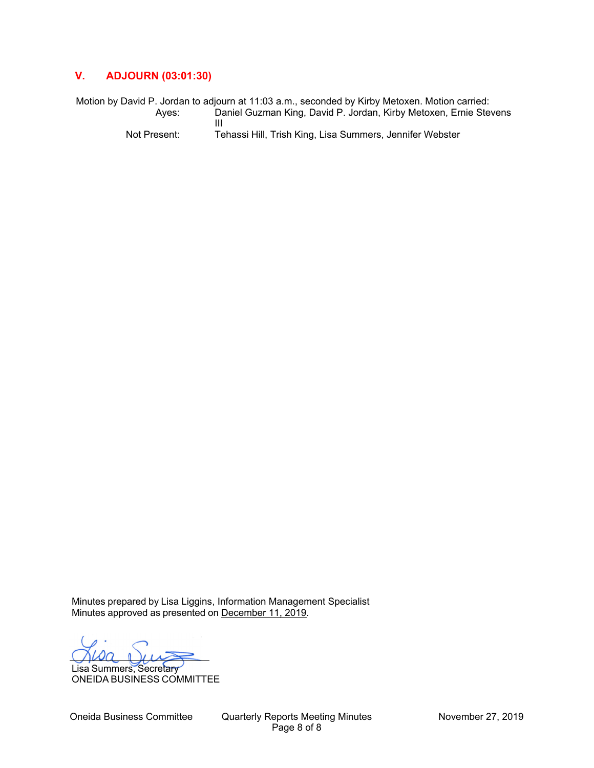## V. ADJOURN (03:01:30)

Motion by David P. Jordan to adjourn at 11:03 a.m., seconded by Kirby Metoxen. Motion carried:

| | |
|---|---|
| Ayes: | Daniel Guzman King, David P. Jordan, Kirby Metoxen, Ernie Stevens III |
| Not Present: | Tehassi Hill, Trish King, Lisa Summers, Jennifer Webster |

Minutes prepared by Lisa Liggins, Information Management Specialist
Minutes approved as presented on December 11, 2019.

Lisa Summers, Secretary
ONEIDA BUSINESS COMMITTEE